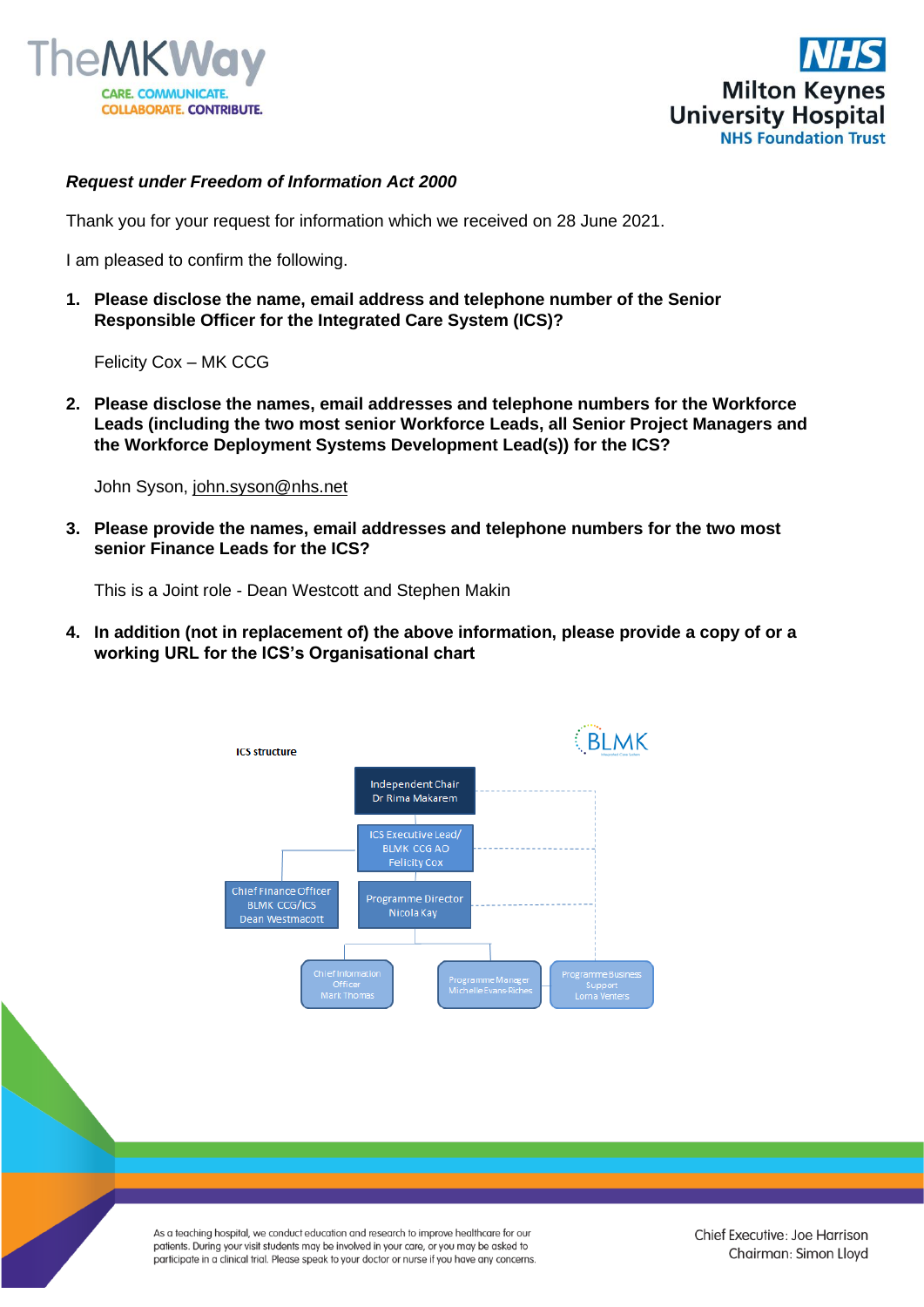*Request under Freedom of Information Act 2000*

Thank you for your request for information which we received on 28 June 2021.

I am pleased to confirm the following.

1. **Please disclose the name, email address and telephone number of the Senior Responsible Officer for the Integrated Care System (ICS)?**

   Felicity Cox – MK CCG

2. **Please disclose the names, email addresses and telephone numbers for the Workforce Leads (including the two most senior Workforce Leads, all Senior Project Managers and the Workforce Deployment Systems Development Lead(s)) for the ICS?**

   John Syson, john.syson@nhs.net

3. **Please provide the names, email addresses and telephone numbers for the two most senior Finance Leads for the ICS?**

   This is a Joint role - Dean Westcott and Stephen Makin

4. **In addition (not in replacement of) the above information, please provide a copy of or a working URL for the ICS's Organisational chart**

ICS structure

BLMK

Independent Chair
Dr Rima Makarem

ICS Executive Lead/
BLMK CCG AO
Felicity Cox

Chief Finance Officer
BLMK CCG/ICS
Dean Westmacott

Programme Director
Nicola Kay

Chief Information Officer
Mark Thomas

Programme Manager
Michelle Evans-Riches

Programme Business Support
Lorna Venters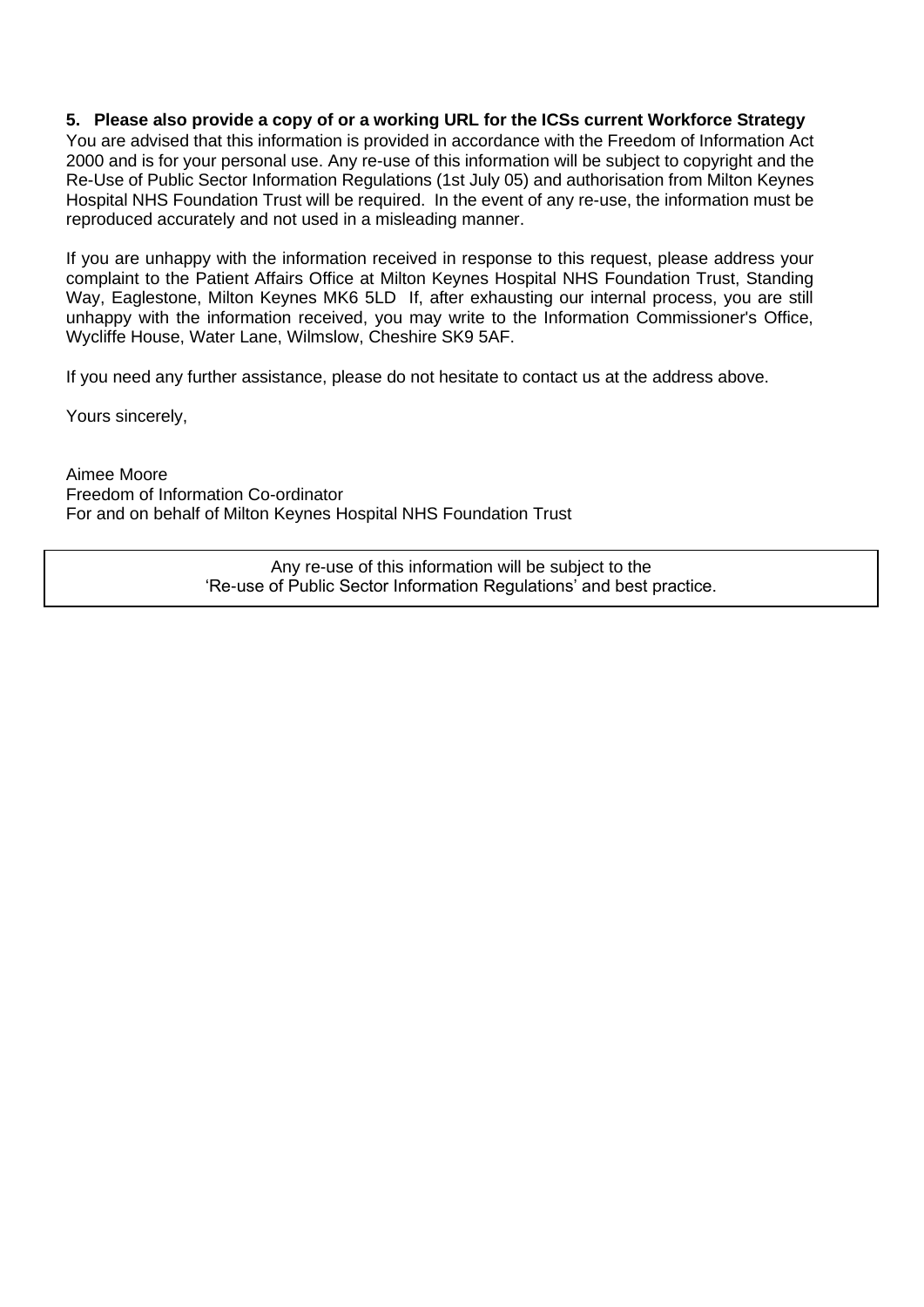**5. Please also provide a copy of or a working URL for the ICSs current Workforce Strategy**

You are advised that this information is provided in accordance with the Freedom of Information Act 2000 and is for your personal use. Any re-use of this information will be subject to copyright and the Re-Use of Public Sector Information Regulations (1st July 05) and authorisation from Milton Keynes Hospital NHS Foundation Trust will be required. In the event of any re-use, the information must be reproduced accurately and not used in a misleading manner.

If you are unhappy with the information received in response to this request, please address your complaint to the Patient Affairs Office at Milton Keynes Hospital NHS Foundation Trust, Standing Way, Eaglestone, Milton Keynes MK6 5LD If, after exhausting our internal process, you are still unhappy with the information received, you may write to the Information Commissioner's Office, Wycliffe House, Water Lane, Wilmslow, Cheshire SK9 5AF.

If you need any further assistance, please do not hesitate to contact us at the address above.

Yours sincerely,

Aimee Moore
Freedom of Information Co-ordinator
For and on behalf of Milton Keynes Hospital NHS Foundation Trust

Any re-use of this information will be subject to the
'Re-use of Public Sector Information Regulations' and best practice.